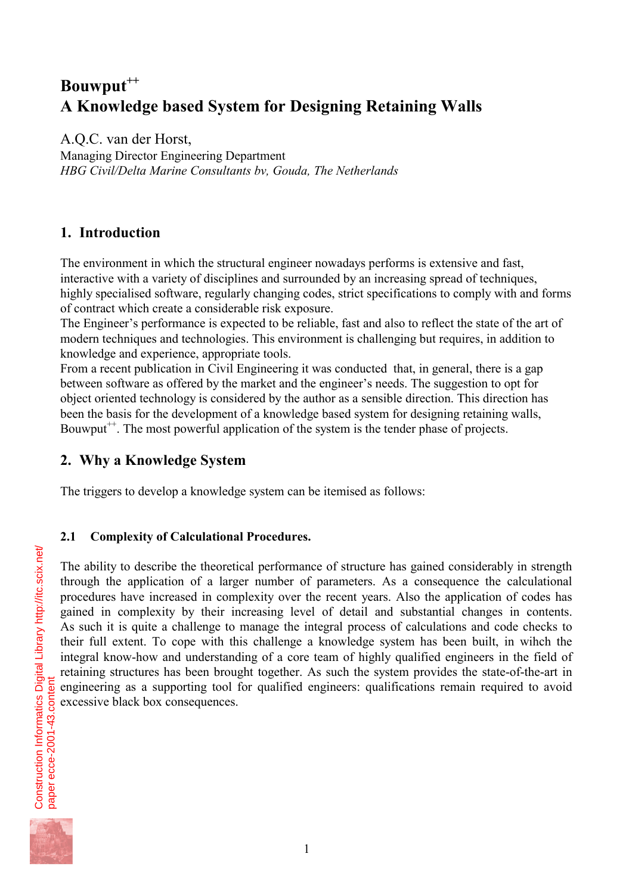# Bouwput++
# A Knowledge based System for Designing Retaining Walls

A.Q.C. van der Horst,
Managing Director Engineering Department
*HBG Civil/Delta Marine Consultants bv, Gouda, The Netherlands*

## 1. Introduction

The environment in which the structural engineer nowadays performs is extensive and fast, interactive with a variety of disciplines and surrounded by an increasing spread of techniques, highly specialised software, regularly changing codes, strict specifications to comply with and forms of contract which create a considerable risk exposure.
The Engineer's performance is expected to be reliable, fast and also to reflect the state of the art of modern techniques and technologies. This environment is challenging but requires, in addition to knowledge and experience, appropriate tools.
From a recent publication in Civil Engineering it was conducted that, in general, there is a gap between software as offered by the market and the engineer's needs. The suggestion to opt for object oriented technology is considered by the author as a sensible direction. This direction has been the basis for the development of a knowledge based system for designing retaining walls, Bouwput++. The most powerful application of the system is the tender phase of projects.

## 2. Why a Knowledge System

The triggers to develop a knowledge system can be itemised as follows:

### 2.1 Complexity of Calculational Procedures.

The ability to describe the theoretical performance of structure has gained considerably in strength through the application of a larger number of parameters. As a consequence the calculational procedures have increased in complexity over the recent years. Also the application of codes has gained in complexity by their increasing level of detail and substantial changes in contents. As such it is quite a challenge to manage the integral process of calculations and code checks to their full extent. To cope with this challenge a knowledge system has been built, in wihch the integral know-how and understanding of a core team of highly qualified engineers in the field of retaining structures has been brought together. As such the system provides the state-of-the-art in engineering as a supporting tool for qualified engineers: qualifications remain required to avoid excessive black box consequences.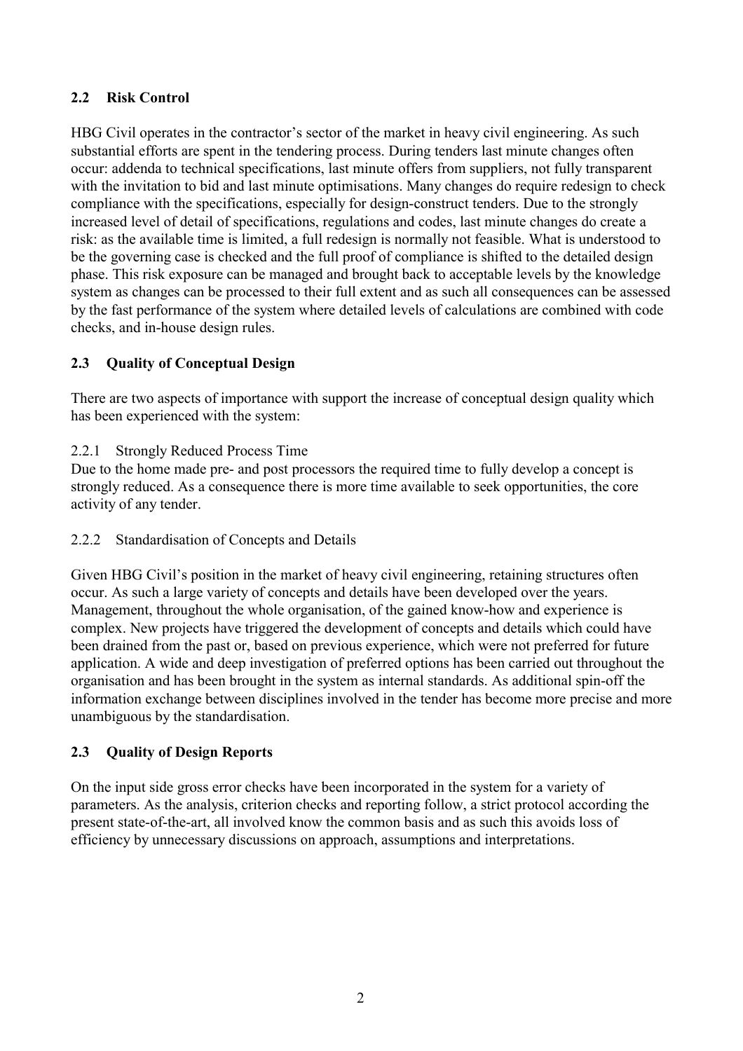## 2.2 Risk Control

HBG Civil operates in the contractor's sector of the market in heavy civil engineering. As such substantial efforts are spent in the tendering process. During tenders last minute changes often occur: addenda to technical specifications, last minute offers from suppliers, not fully transparent with the invitation to bid and last minute optimisations. Many changes do require redesign to check compliance with the specifications, especially for design-construct tenders. Due to the strongly increased level of detail of specifications, regulations and codes, last minute changes do create a risk: as the available time is limited, a full redesign is normally not feasible. What is understood to be the governing case is checked and the full proof of compliance is shifted to the detailed design phase. This risk exposure can be managed and brought back to acceptable levels by the knowledge system as changes can be processed to their full extent and as such all consequences can be assessed by the fast performance of the system where detailed levels of calculations are combined with code checks, and in-house design rules.

## 2.3 Quality of Conceptual Design

There are two aspects of importance with support the increase of conceptual design quality which has been experienced with the system:

### 2.2.1 Strongly Reduced Process Time

Due to the home made pre- and post processors the required time to fully develop a concept is strongly reduced. As a consequence there is more time available to seek opportunities, the core activity of any tender.

### 2.2.2 Standardisation of Concepts and Details

Given HBG Civil's position in the market of heavy civil engineering, retaining structures often occur. As such a large variety of concepts and details have been developed over the years. Management, throughout the whole organisation, of the gained know-how and experience is complex. New projects have triggered the development of concepts and details which could have been drained from the past or, based on previous experience, which were not preferred for future application. A wide and deep investigation of preferred options has been carried out throughout the organisation and has been brought in the system as internal standards. As additional spin-off the information exchange between disciplines involved in the tender has become more precise and more unambiguous by the standardisation.

## 2.3 Quality of Design Reports

On the input side gross error checks have been incorporated in the system for a variety of parameters. As the analysis, criterion checks and reporting follow, a strict protocol according the present state-of-the-art, all involved know the common basis and as such this avoids loss of efficiency by unnecessary discussions on approach, assumptions and interpretations.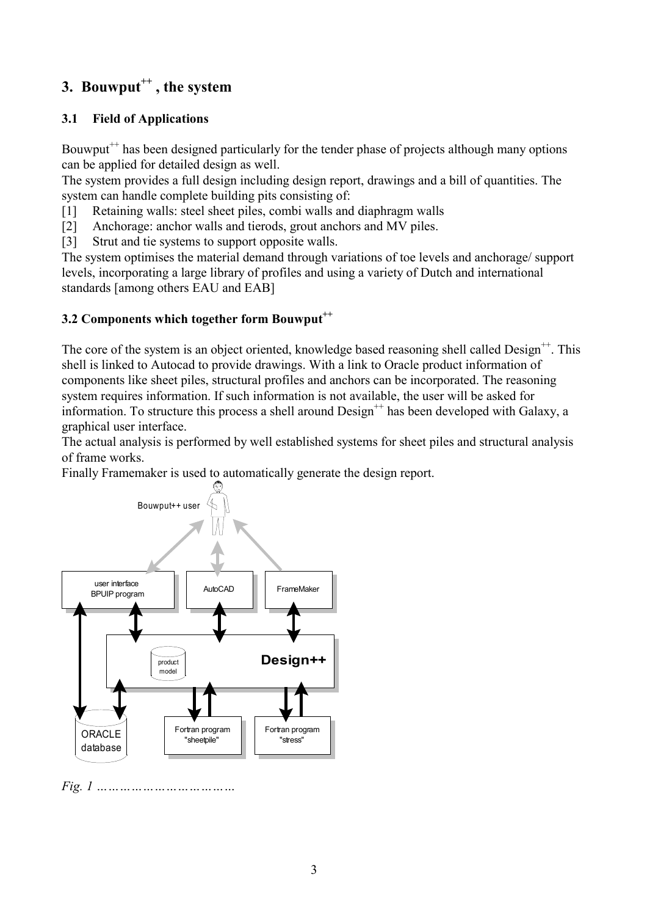# 3. Bouwput$^{++}$, the system

## 3.1 Field of Applications

Bouwput$^{++}$ has been designed particularly for the tender phase of projects although many options can be applied for detailed design as well.

The system provides a full design including design report, drawings and a bill of quantities. The system can handle complete building pits consisting of:

[1] Retaining walls: steel sheet piles, combi walls and diaphragm walls
[2] Anchorage: anchor walls and tierods, grout anchors and MV piles.
[3] Strut and tie systems to support opposite walls.

The system optimises the material demand through variations of toe levels and anchorage/ support levels, incorporating a large library of profiles and using a variety of Dutch and international standards [among others EAU and EAB]

## 3.2 Components which together form Bouwput$^{++}$

The core of the system is an object oriented, knowledge based reasoning shell called Design$^{++}$. This shell is linked to Autocad to provide drawings. With a link to Oracle product information of components like sheet piles, structural profiles and anchors can be incorporated. The reasoning system requires information. If such information is not available, the user will be asked for information. To structure this process a shell around Design$^{++}$ has been developed with Galaxy, a graphical user interface.

The actual analysis is performed by well established systems for sheet piles and structural analysis of frame works.

Finally Framemaker is used to automatically generate the design report.

*Fig. 1 ………………………………*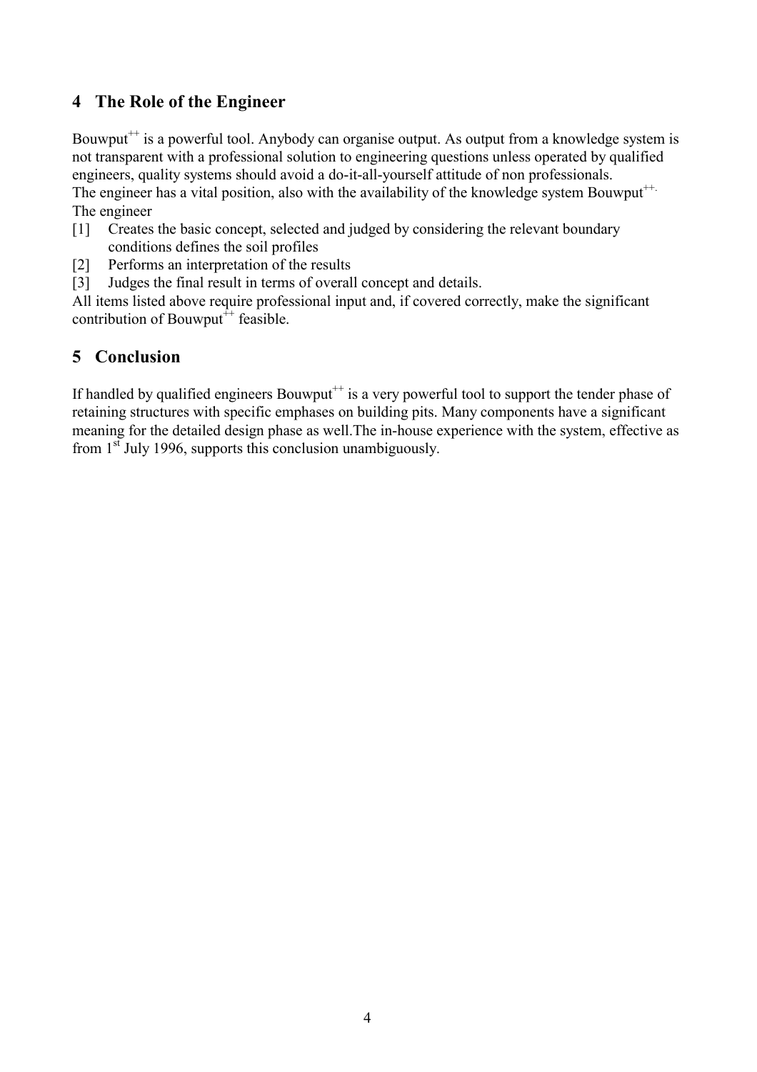## 4 The Role of the Engineer

Bouwput$^{++}$ is a powerful tool. Anybody can organise output. As output from a knowledge system is not transparent with a professional solution to engineering questions unless operated by qualified engineers, quality systems should avoid a do-it-all-yourself attitude of non professionals.
The engineer has a vital position, also with the availability of the knowledge system Bouwput$^{++.}$
The engineer

[1] Creates the basic concept, selected and judged by considering the relevant boundary conditions defines the soil profiles
[2] Performs an interpretation of the results
[3] Judges the final result in terms of overall concept and details.

All items listed above require professional input and, if covered correctly, make the significant contribution of Bouwput$^{++}$ feasible.

## 5 Conclusion

If handled by qualified engineers Bouwput$^{++}$ is a very powerful tool to support the tender phase of retaining structures with specific emphases on building pits. Many components have a significant meaning for the detailed design phase as well.The in-house experience with the system, effective as from 1st July 1996, supports this conclusion unambiguously.